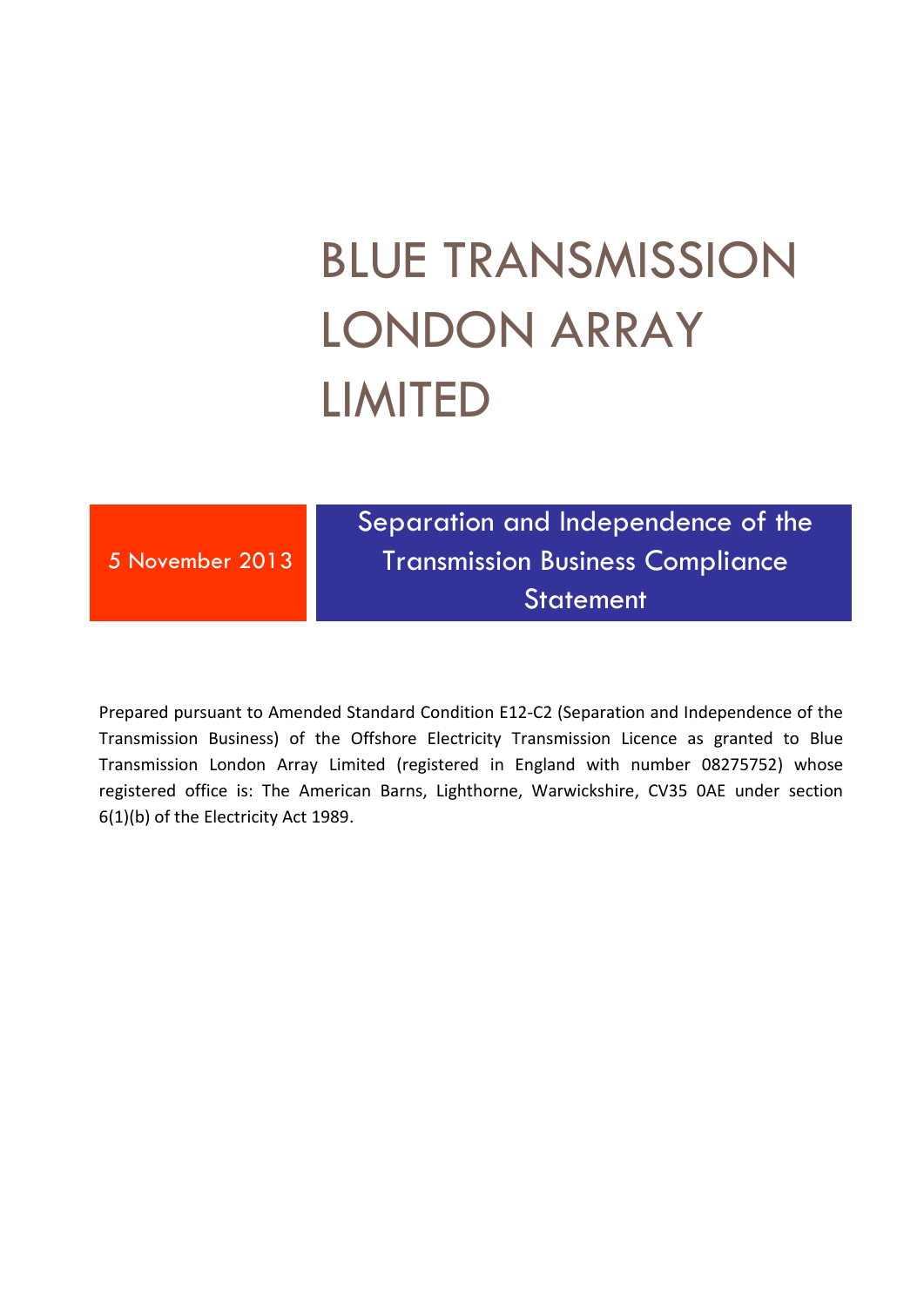# BLUE TRANSMISSION LONDON ARRAY LIMITED

5 November 2013

## Separation and Independence of the Transmission Business Compliance Statement

Prepared pursuant to Amended Standard Condition E12-C2 (Separation and Independence of the Transmission Business) of the Offshore Electricity Transmission Licence as granted to Blue Transmission London Array Limited (registered in England with number 08275752) whose registered office is: The American Barns, Lighthorne, Warwickshire, CV35 0AE under section 6(1)(b) of the Electricity Act 1989.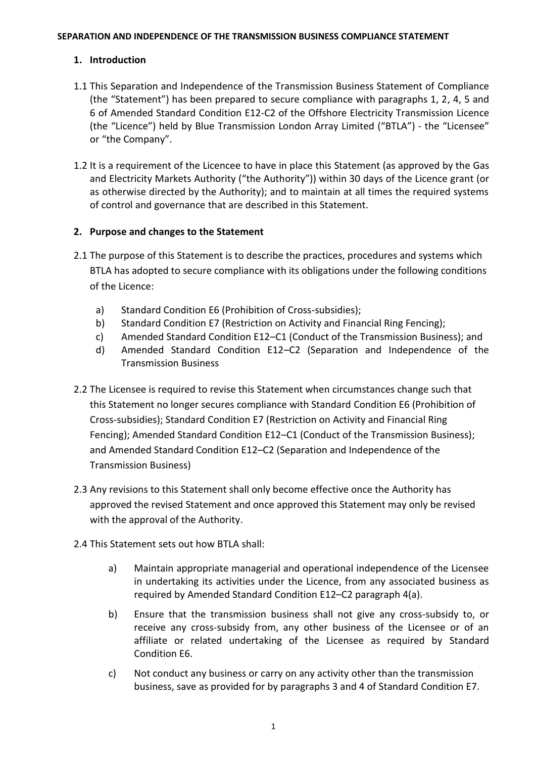**SEPARATION AND INDEPENDENCE OF THE TRANSMISSION BUSINESS COMPLIANCE STATEMENT**

## 1. Introduction

1.1 This Separation and Independence of the Transmission Business Statement of Compliance (the "Statement") has been prepared to secure compliance with paragraphs 1, 2, 4, 5 and 6 of Amended Standard Condition E12-C2 of the Offshore Electricity Transmission Licence (the "Licence") held by Blue Transmission London Array Limited ("BTLA") - the "Licensee" or "the Company".

1.2 It is a requirement of the Licencee to have in place this Statement (as approved by the Gas and Electricity Markets Authority ("the Authority")) within 30 days of the Licence grant (or as otherwise directed by the Authority); and to maintain at all times the required systems of control and governance that are described in this Statement.

## 2. Purpose and changes to the Statement

2.1 The purpose of this Statement is to describe the practices, procedures and systems which BTLA has adopted to secure compliance with its obligations under the following conditions of the Licence:

a) Standard Condition E6 (Prohibition of Cross-subsidies);
b) Standard Condition E7 (Restriction on Activity and Financial Ring Fencing);
c) Amended Standard Condition E12–C1 (Conduct of the Transmission Business); and
d) Amended Standard Condition E12–C2 (Separation and Independence of the Transmission Business

2.2 The Licensee is required to revise this Statement when circumstances change such that this Statement no longer secures compliance with Standard Condition E6 (Prohibition of Cross-subsidies); Standard Condition E7 (Restriction on Activity and Financial Ring Fencing); Amended Standard Condition E12–C1 (Conduct of the Transmission Business); and Amended Standard Condition E12–C2 (Separation and Independence of the Transmission Business)

2.3 Any revisions to this Statement shall only become effective once the Authority has approved the revised Statement and once approved this Statement may only be revised with the approval of the Authority.

2.4 This Statement sets out how BTLA shall:

a) Maintain appropriate managerial and operational independence of the Licensee in undertaking its activities under the Licence, from any associated business as required by Amended Standard Condition E12–C2 paragraph 4(a).

b) Ensure that the transmission business shall not give any cross-subsidy to, or receive any cross-subsidy from, any other business of the Licensee or of an affiliate or related undertaking of the Licensee as required by Standard Condition E6.

c) Not conduct any business or carry on any activity other than the transmission business, save as provided for by paragraphs 3 and 4 of Standard Condition E7.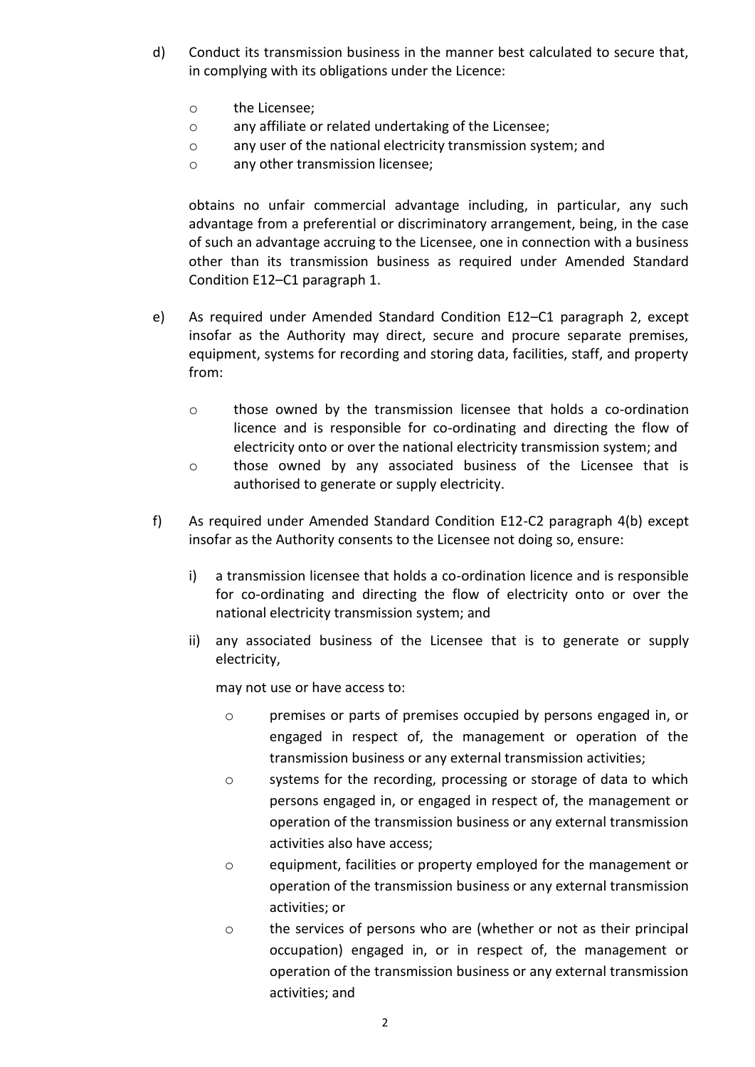d) Conduct its transmission business in the manner best calculated to secure that, in complying with its obligations under the Licence:

  - the Licensee;
  - any affiliate or related undertaking of the Licensee;
  - any user of the national electricity transmission system; and
  - any other transmission licensee;

  obtains no unfair commercial advantage including, in particular, any such advantage from a preferential or discriminatory arrangement, being, in the case of such an advantage accruing to the Licensee, one in connection with a business other than its transmission business as required under Amended Standard Condition E12–C1 paragraph 1.

e) As required under Amended Standard Condition E12–C1 paragraph 2, except insofar as the Authority may direct, secure and procure separate premises, equipment, systems for recording and storing data, facilities, staff, and property from:

  - those owned by the transmission licensee that holds a co-ordination licence and is responsible for co-ordinating and directing the flow of electricity onto or over the national electricity transmission system; and
  - those owned by any associated business of the Licensee that is authorised to generate or supply electricity.

f) As required under Amended Standard Condition E12-C2 paragraph 4(b) except insofar as the Authority consents to the Licensee not doing so, ensure:

  i) a transmission licensee that holds a co-ordination licence and is responsible for co-ordinating and directing the flow of electricity onto or over the national electricity transmission system; and

  ii) any associated business of the Licensee that is to generate or supply electricity,

  may not use or have access to:

  - premises or parts of premises occupied by persons engaged in, or engaged in respect of, the management or operation of the transmission business or any external transmission activities;
  - systems for the recording, processing or storage of data to which persons engaged in, or engaged in respect of, the management or operation of the transmission business or any external transmission activities also have access;
  - equipment, facilities or property employed for the management or operation of the transmission business or any external transmission activities; or
  - the services of persons who are (whether or not as their principal occupation) engaged in, or in respect of, the management or operation of the transmission business or any external transmission activities; and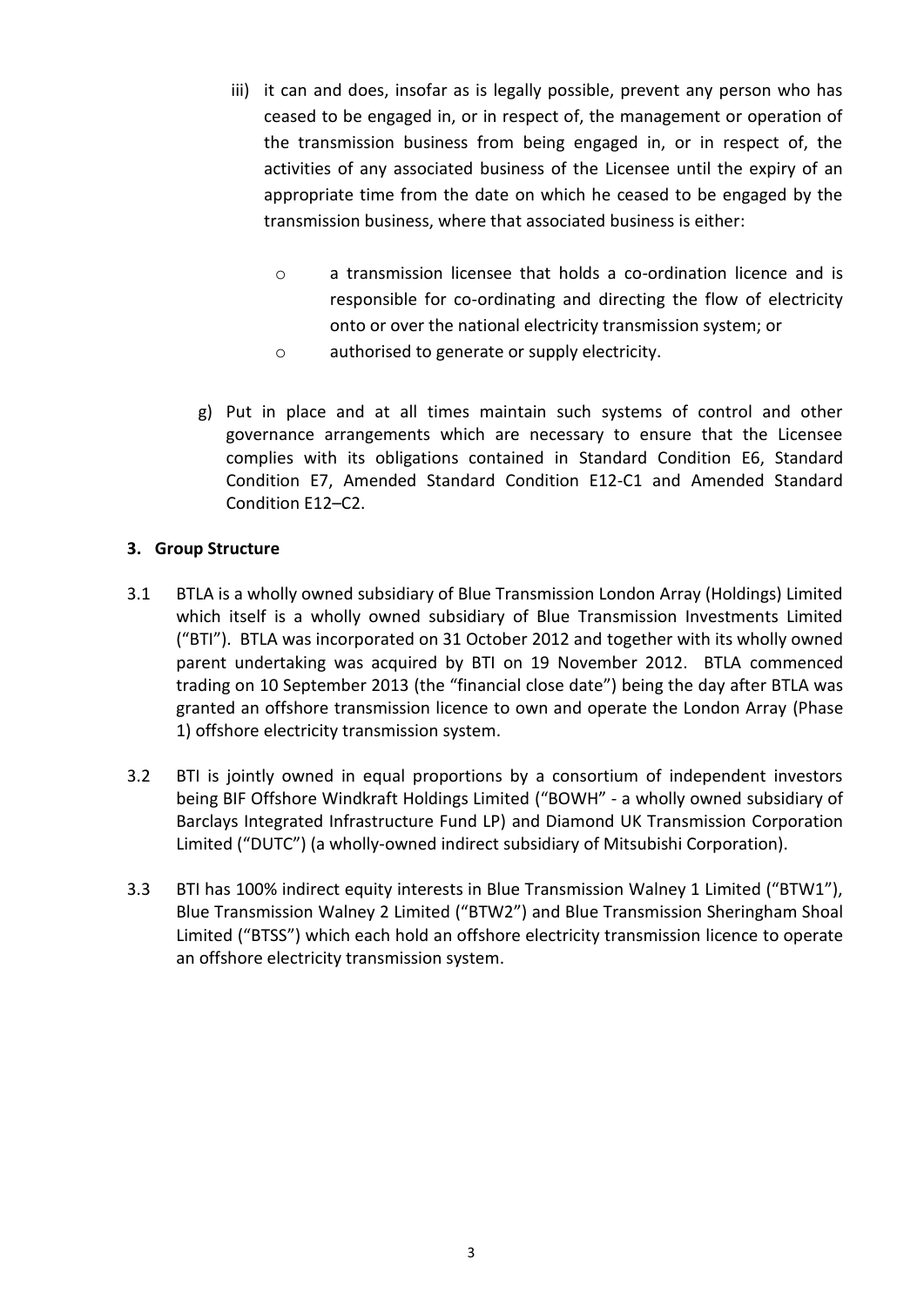iii) it can and does, insofar as is legally possible, prevent any person who has ceased to be engaged in, or in respect of, the management or operation of the transmission business from being engaged in, or in respect of, the activities of any associated business of the Licensee until the expiry of an appropriate time from the date on which he ceased to be engaged by the transmission business, where that associated business is either:

- a transmission licensee that holds a co-ordination licence and is responsible for co-ordinating and directing the flow of electricity onto or over the national electricity transmission system; or
- authorised to generate or supply electricity.

g) Put in place and at all times maintain such systems of control and other governance arrangements which are necessary to ensure that the Licensee complies with its obligations contained in Standard Condition E6, Standard Condition E7, Amended Standard Condition E12-C1 and Amended Standard Condition E12–C2.

## 3. Group Structure

3.1 BTLA is a wholly owned subsidiary of Blue Transmission London Array (Holdings) Limited which itself is a wholly owned subsidiary of Blue Transmission Investments Limited ("BTI"). BTLA was incorporated on 31 October 2012 and together with its wholly owned parent undertaking was acquired by BTI on 19 November 2012. BTLA commenced trading on 10 September 2013 (the "financial close date") being the day after BTLA was granted an offshore transmission licence to own and operate the London Array (Phase 1) offshore electricity transmission system.

3.2 BTI is jointly owned in equal proportions by a consortium of independent investors being BIF Offshore Windkraft Holdings Limited ("BOWH" - a wholly owned subsidiary of Barclays Integrated Infrastructure Fund LP) and Diamond UK Transmission Corporation Limited ("DUTC") (a wholly-owned indirect subsidiary of Mitsubishi Corporation).

3.3 BTI has 100% indirect equity interests in Blue Transmission Walney 1 Limited ("BTW1"), Blue Transmission Walney 2 Limited ("BTW2") and Blue Transmission Sheringham Shoal Limited ("BTSS") which each hold an offshore electricity transmission licence to operate an offshore electricity transmission system.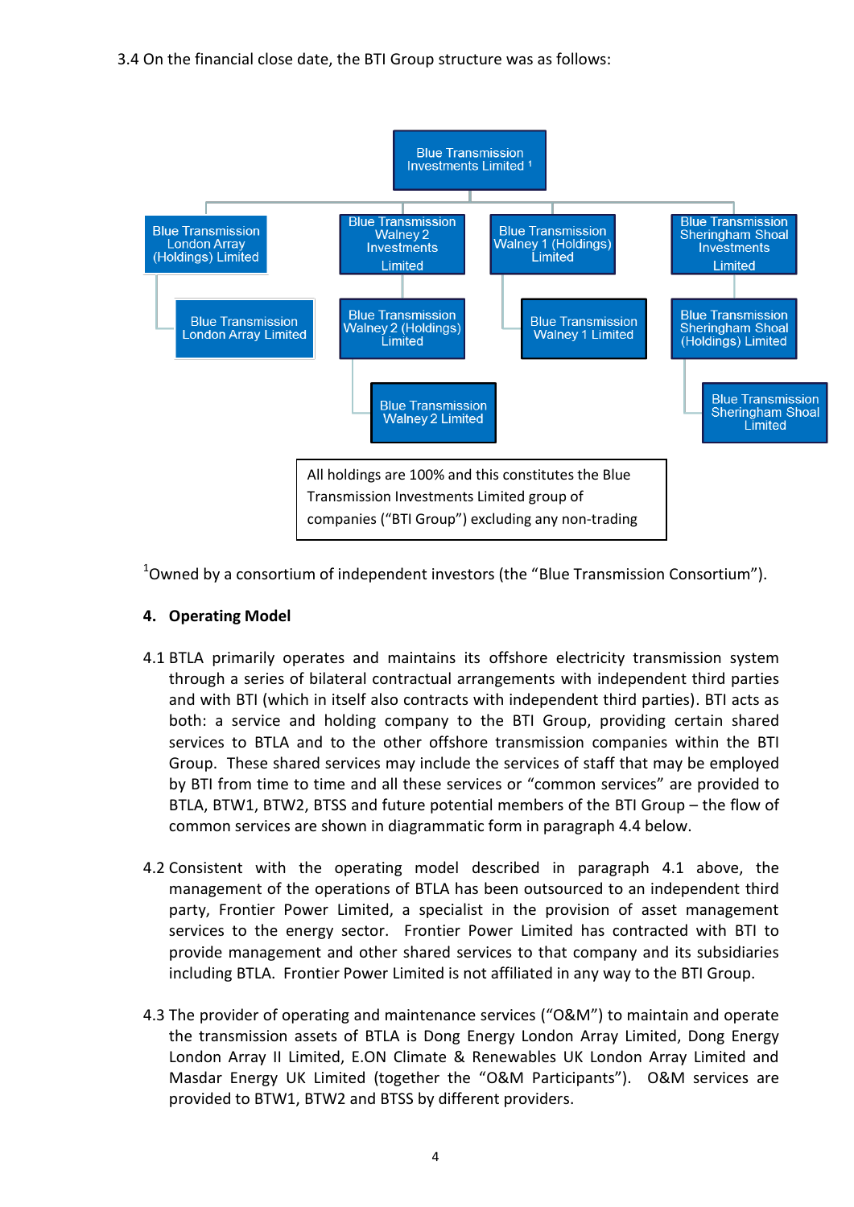3.4 On the financial close date, the BTI Group structure was as follows:

- Blue Transmission Investments Limited [1]
  - Blue Transmission London Array (Holdings) Limited
    - Blue Transmission London Array Limited
  - Blue Transmission Walney 2 Investments Limited
    - Blue Transmission Walney 2 (Holdings) Limited
      - Blue Transmission Walney 2 Limited
  - Blue Transmission Walney 1 (Holdings) Limited
    - Blue Transmission Walney 1 Limited
  - Blue Transmission Sheringham Shoal Investments Limited
    - Blue Transmission Sheringham Shoal (Holdings) Limited
      - Blue Transmission Sheringham Shoal Limited

All holdings are 100% and this constitutes the Blue Transmission Investments Limited group of companies ("BTI Group") excluding any non-trading

[1] Owned by a consortium of independent investors (the "Blue Transmission Consortium").

## 4. Operating Model

4.1 BTLA primarily operates and maintains its offshore electricity transmission system through a series of bilateral contractual arrangements with independent third parties and with BTI (which in itself also contracts with independent third parties). BTI acts as both: a service and holding company to the BTI Group, providing certain shared services to BTLA and to the other offshore transmission companies within the BTI Group. These shared services may include the services of staff that may be employed by BTI from time to time and all these services or "common services" are provided to BTLA, BTW1, BTW2, BTSS and future potential members of the BTI Group – the flow of common services are shown in diagrammatic form in paragraph 4.4 below.

4.2 Consistent with the operating model described in paragraph 4.1 above, the management of the operations of BTLA has been outsourced to an independent third party, Frontier Power Limited, a specialist in the provision of asset management services to the energy sector. Frontier Power Limited has contracted with BTI to provide management and other shared services to that company and its subsidiaries including BTLA. Frontier Power Limited is not affiliated in any way to the BTI Group.

4.3 The provider of operating and maintenance services ("O&M") to maintain and operate the transmission assets of BTLA is Dong Energy London Array Limited, Dong Energy London Array II Limited, E.ON Climate & Renewables UK London Array Limited and Masdar Energy UK Limited (together the "O&M Participants"). O&M services are provided to BTW1, BTW2 and BTSS by different providers.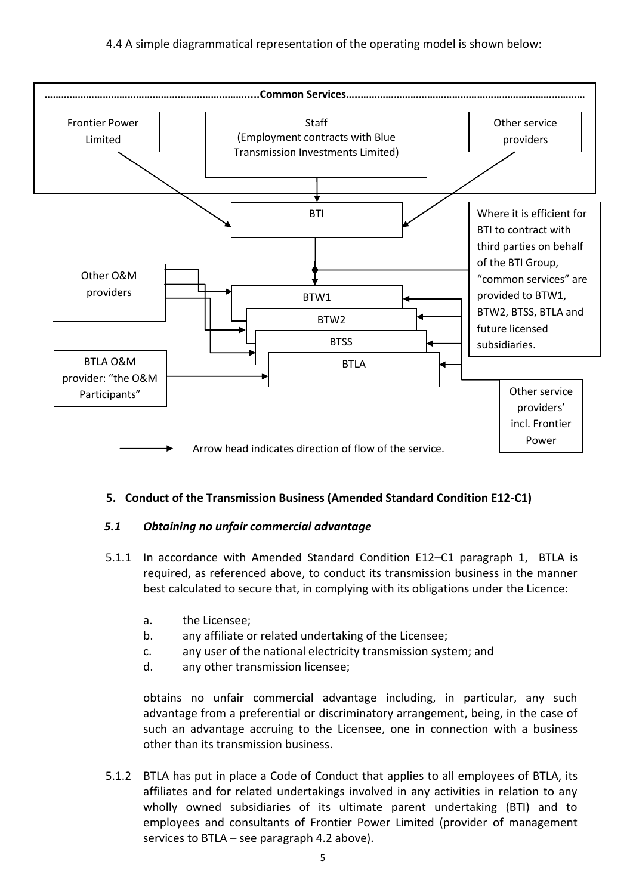4.4 A simple diagrammatical representation of the operating model is shown below:

……………………………………………………………….....Common Services……………………………………………………………………………

Frontier Power Limited

Staff (Employment contracts with Blue Transmission Investments Limited)

Other service providers

BTI

Where it is efficient for BTI to contract with third parties on behalf of the BTI Group, "common services" are provided to BTW1, BTW2, BTSS, BTLA and future licensed subsidiaries.

Other O&M providers

BTW1

BTW2

BTSS

BTLA

BTLA O&M provider: "the O&M Participants"

Other service providers' incl. Frontier Power

Arrow head indicates direction of flow of the service.

## 5. Conduct of the Transmission Business (Amended Standard Condition E12-C1)

### *5.1 Obtaining no unfair commercial advantage*

5.1.1 In accordance with Amended Standard Condition E12–C1 paragraph 1, BTLA is required, as referenced above, to conduct its transmission business in the manner best calculated to secure that, in complying with its obligations under the Licence:

a. the Licensee;
b. any affiliate or related undertaking of the Licensee;
c. any user of the national electricity transmission system; and
d. any other transmission licensee;

obtains no unfair commercial advantage including, in particular, any such advantage from a preferential or discriminatory arrangement, being, in the case of such an advantage accruing to the Licensee, one in connection with a business other than its transmission business.

5.1.2 BTLA has put in place a Code of Conduct that applies to all employees of BTLA, its affiliates and for related undertakings involved in any activities in relation to any wholly owned subsidiaries of its ultimate parent undertaking (BTI) and to employees and consultants of Frontier Power Limited (provider of management services to BTLA – see paragraph 4.2 above).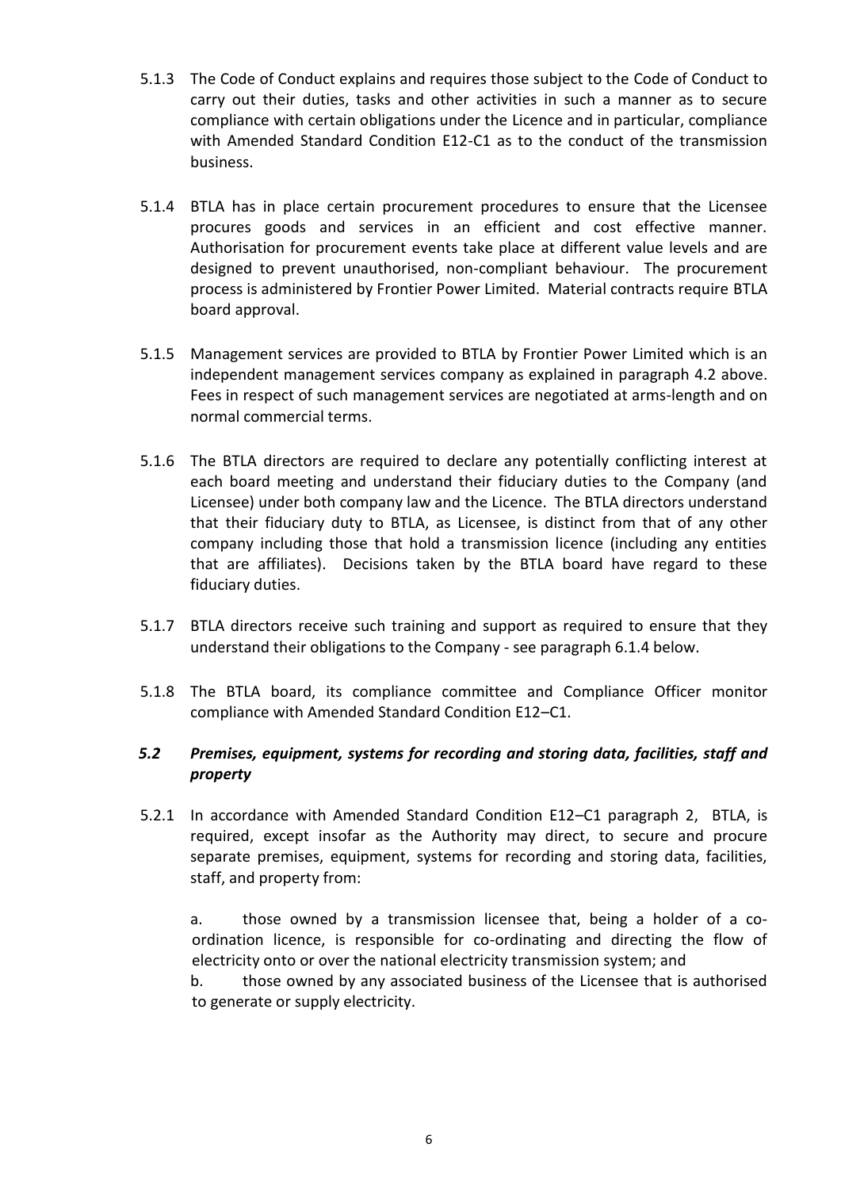5.1.3 The Code of Conduct explains and requires those subject to the Code of Conduct to carry out their duties, tasks and other activities in such a manner as to secure compliance with certain obligations under the Licence and in particular, compliance with Amended Standard Condition E12-C1 as to the conduct of the transmission business.

5.1.4 BTLA has in place certain procurement procedures to ensure that the Licensee procures goods and services in an efficient and cost effective manner. Authorisation for procurement events take place at different value levels and are designed to prevent unauthorised, non-compliant behaviour. The procurement process is administered by Frontier Power Limited. Material contracts require BTLA board approval.

5.1.5 Management services are provided to BTLA by Frontier Power Limited which is an independent management services company as explained in paragraph 4.2 above. Fees in respect of such management services are negotiated at arms-length and on normal commercial terms.

5.1.6 The BTLA directors are required to declare any potentially conflicting interest at each board meeting and understand their fiduciary duties to the Company (and Licensee) under both company law and the Licence. The BTLA directors understand that their fiduciary duty to BTLA, as Licensee, is distinct from that of any other company including those that hold a transmission licence (including any entities that are affiliates). Decisions taken by the BTLA board have regard to these fiduciary duties.

5.1.7 BTLA directors receive such training and support as required to ensure that they understand their obligations to the Company - see paragraph 6.1.4 below.

5.1.8 The BTLA board, its compliance committee and Compliance Officer monitor compliance with Amended Standard Condition E12–C1.

### *5.2 Premises, equipment, systems for recording and storing data, facilities, staff and property*

5.2.1 In accordance with Amended Standard Condition E12–C1 paragraph 2, BTLA, is required, except insofar as the Authority may direct, to secure and procure separate premises, equipment, systems for recording and storing data, facilities, staff, and property from:

a. those owned by a transmission licensee that, being a holder of a co-ordination licence, is responsible for co-ordinating and directing the flow of electricity onto or over the national electricity transmission system; and

b. those owned by any associated business of the Licensee that is authorised to generate or supply electricity.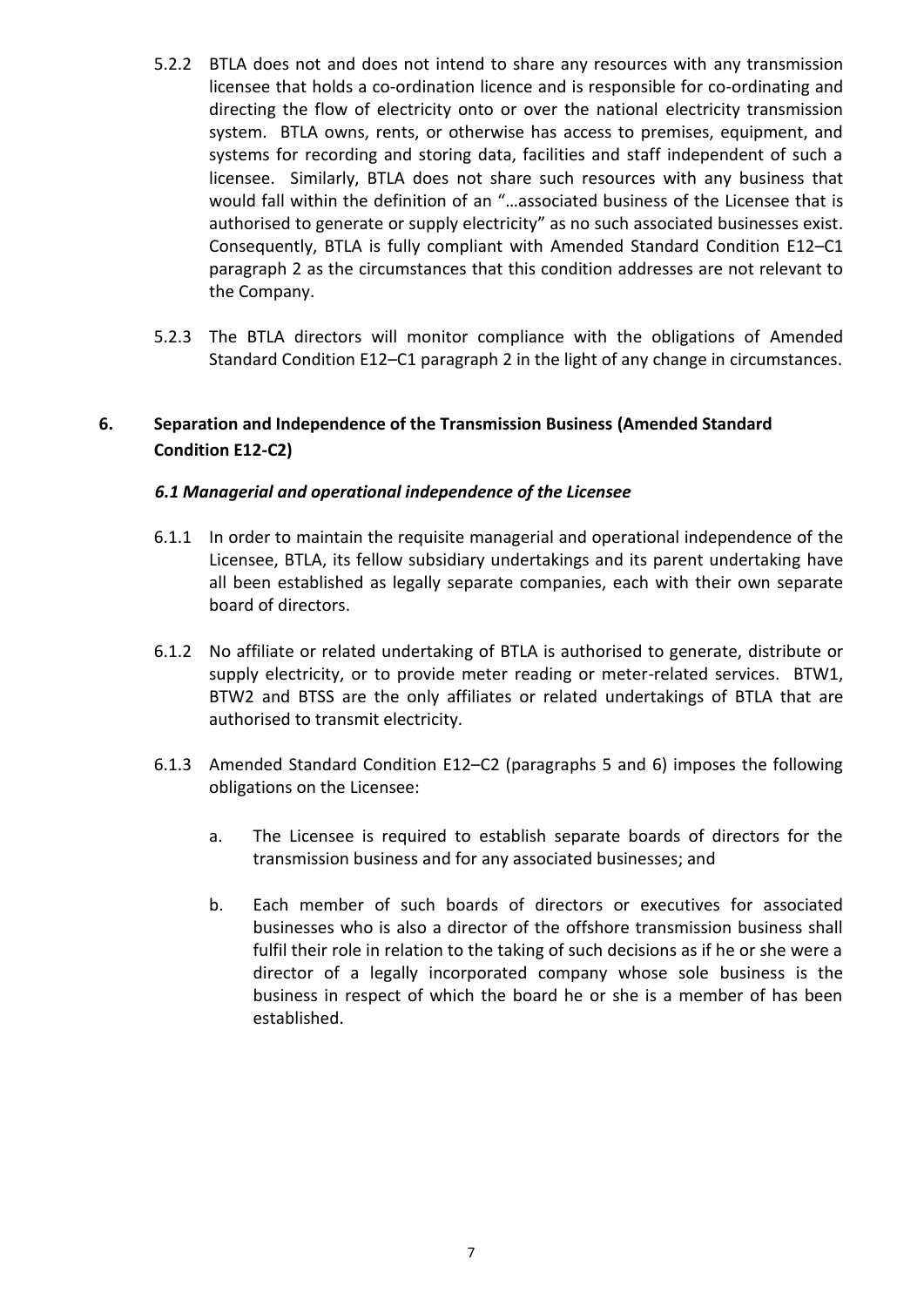5.2.2 BTLA does not and does not intend to share any resources with any transmission licensee that holds a co-ordination licence and is responsible for co-ordinating and directing the flow of electricity onto or over the national electricity transmission system. BTLA owns, rents, or otherwise has access to premises, equipment, and systems for recording and storing data, facilities and staff independent of such a licensee. Similarly, BTLA does not share such resources with any business that would fall within the definition of an "…associated business of the Licensee that is authorised to generate or supply electricity" as no such associated businesses exist. Consequently, BTLA is fully compliant with Amended Standard Condition E12–C1 paragraph 2 as the circumstances that this condition addresses are not relevant to the Company.

5.2.3 The BTLA directors will monitor compliance with the obligations of Amended Standard Condition E12–C1 paragraph 2 in the light of any change in circumstances.

## 6. Separation and Independence of the Transmission Business (Amended Standard Condition E12-C2)

### *6.1 Managerial and operational independence of the Licensee*

6.1.1 In order to maintain the requisite managerial and operational independence of the Licensee, BTLA, its fellow subsidiary undertakings and its parent undertaking have all been established as legally separate companies, each with their own separate board of directors.

6.1.2 No affiliate or related undertaking of BTLA is authorised to generate, distribute or supply electricity, or to provide meter reading or meter-related services. BTW1, BTW2 and BTSS are the only affiliates or related undertakings of BTLA that are authorised to transmit electricity.

6.1.3 Amended Standard Condition E12–C2 (paragraphs 5 and 6) imposes the following obligations on the Licensee:

a. The Licensee is required to establish separate boards of directors for the transmission business and for any associated businesses; and

b. Each member of such boards of directors or executives for associated businesses who is also a director of the offshore transmission business shall fulfil their role in relation to the taking of such decisions as if he or she were a director of a legally incorporated company whose sole business is the business in respect of which the board he or she is a member of has been established.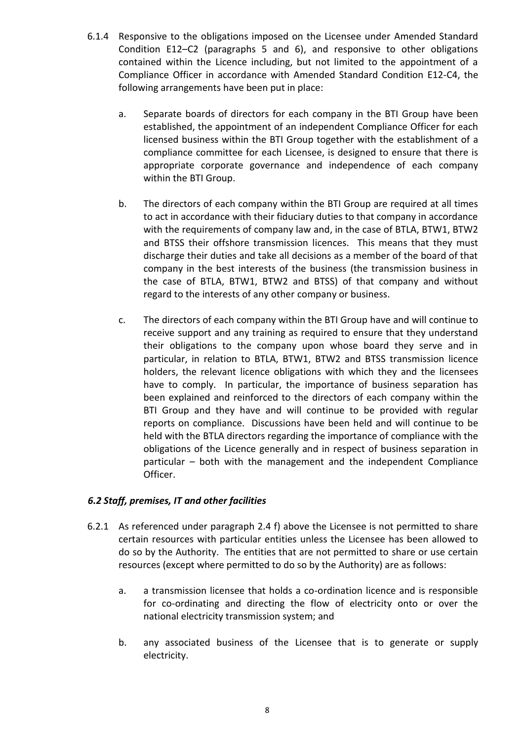6.1.4 Responsive to the obligations imposed on the Licensee under Amended Standard Condition E12–C2 (paragraphs 5 and 6), and responsive to other obligations contained within the Licence including, but not limited to the appointment of a Compliance Officer in accordance with Amended Standard Condition E12-C4, the following arrangements have been put in place:

a. Separate boards of directors for each company in the BTI Group have been established, the appointment of an independent Compliance Officer for each licensed business within the BTI Group together with the establishment of a compliance committee for each Licensee, is designed to ensure that there is appropriate corporate governance and independence of each company within the BTI Group.

b. The directors of each company within the BTI Group are required at all times to act in accordance with their fiduciary duties to that company in accordance with the requirements of company law and, in the case of BTLA, BTW1, BTW2 and BTSS their offshore transmission licences. This means that they must discharge their duties and take all decisions as a member of the board of that company in the best interests of the business (the transmission business in the case of BTLA, BTW1, BTW2 and BTSS) of that company and without regard to the interests of any other company or business.

c. The directors of each company within the BTI Group have and will continue to receive support and any training as required to ensure that they understand their obligations to the company upon whose board they serve and in particular, in relation to BTLA, BTW1, BTW2 and BTSS transmission licence holders, the relevant licence obligations with which they and the licensees have to comply. In particular, the importance of business separation has been explained and reinforced to the directors of each company within the BTI Group and they have and will continue to be provided with regular reports on compliance. Discussions have been held and will continue to be held with the BTLA directors regarding the importance of compliance with the obligations of the Licence generally and in respect of business separation in particular – both with the management and the independent Compliance Officer.

### *6.2 Staff, premises, IT and other facilities*

6.2.1 As referenced under paragraph 2.4 f) above the Licensee is not permitted to share certain resources with particular entities unless the Licensee has been allowed to do so by the Authority. The entities that are not permitted to share or use certain resources (except where permitted to do so by the Authority) are as follows:

a. a transmission licensee that holds a co-ordination licence and is responsible for co-ordinating and directing the flow of electricity onto or over the national electricity transmission system; and

b. any associated business of the Licensee that is to generate or supply electricity.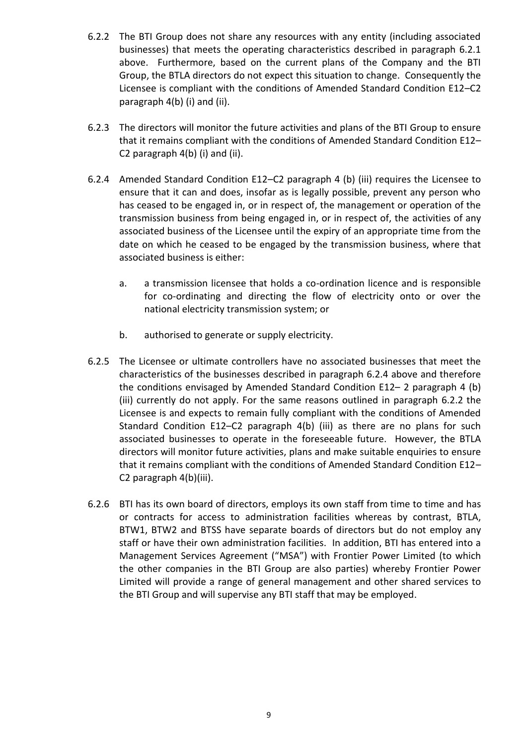6.2.2 The BTI Group does not share any resources with any entity (including associated businesses) that meets the operating characteristics described in paragraph 6.2.1 above. Furthermore, based on the current plans of the Company and the BTI Group, the BTLA directors do not expect this situation to change. Consequently the Licensee is compliant with the conditions of Amended Standard Condition E12–C2 paragraph 4(b) (i) and (ii).

6.2.3 The directors will monitor the future activities and plans of the BTI Group to ensure that it remains compliant with the conditions of Amended Standard Condition E12–C2 paragraph 4(b) (i) and (ii).

6.2.4 Amended Standard Condition E12–C2 paragraph 4 (b) (iii) requires the Licensee to ensure that it can and does, insofar as is legally possible, prevent any person who has ceased to be engaged in, or in respect of, the management or operation of the transmission business from being engaged in, or in respect of, the activities of any associated business of the Licensee until the expiry of an appropriate time from the date on which he ceased to be engaged by the transmission business, where that associated business is either:

a. a transmission licensee that holds a co-ordination licence and is responsible for co-ordinating and directing the flow of electricity onto or over the national electricity transmission system; or

b. authorised to generate or supply electricity.

6.2.5 The Licensee or ultimate controllers have no associated businesses that meet the characteristics of the businesses described in paragraph 6.2.4 above and therefore the conditions envisaged by Amended Standard Condition E12– 2 paragraph 4 (b) (iii) currently do not apply. For the same reasons outlined in paragraph 6.2.2 the Licensee is and expects to remain fully compliant with the conditions of Amended Standard Condition E12–C2 paragraph 4(b) (iii) as there are no plans for such associated businesses to operate in the foreseeable future. However, the BTLA directors will monitor future activities, plans and make suitable enquiries to ensure that it remains compliant with the conditions of Amended Standard Condition E12–C2 paragraph 4(b)(iii).

6.2.6 BTI has its own board of directors, employs its own staff from time to time and has or contracts for access to administration facilities whereas by contrast, BTLA, BTW1, BTW2 and BTSS have separate boards of directors but do not employ any staff or have their own administration facilities. In addition, BTI has entered into a Management Services Agreement ("MSA") with Frontier Power Limited (to which the other companies in the BTI Group are also parties) whereby Frontier Power Limited will provide a range of general management and other shared services to the BTI Group and will supervise any BTI staff that may be employed.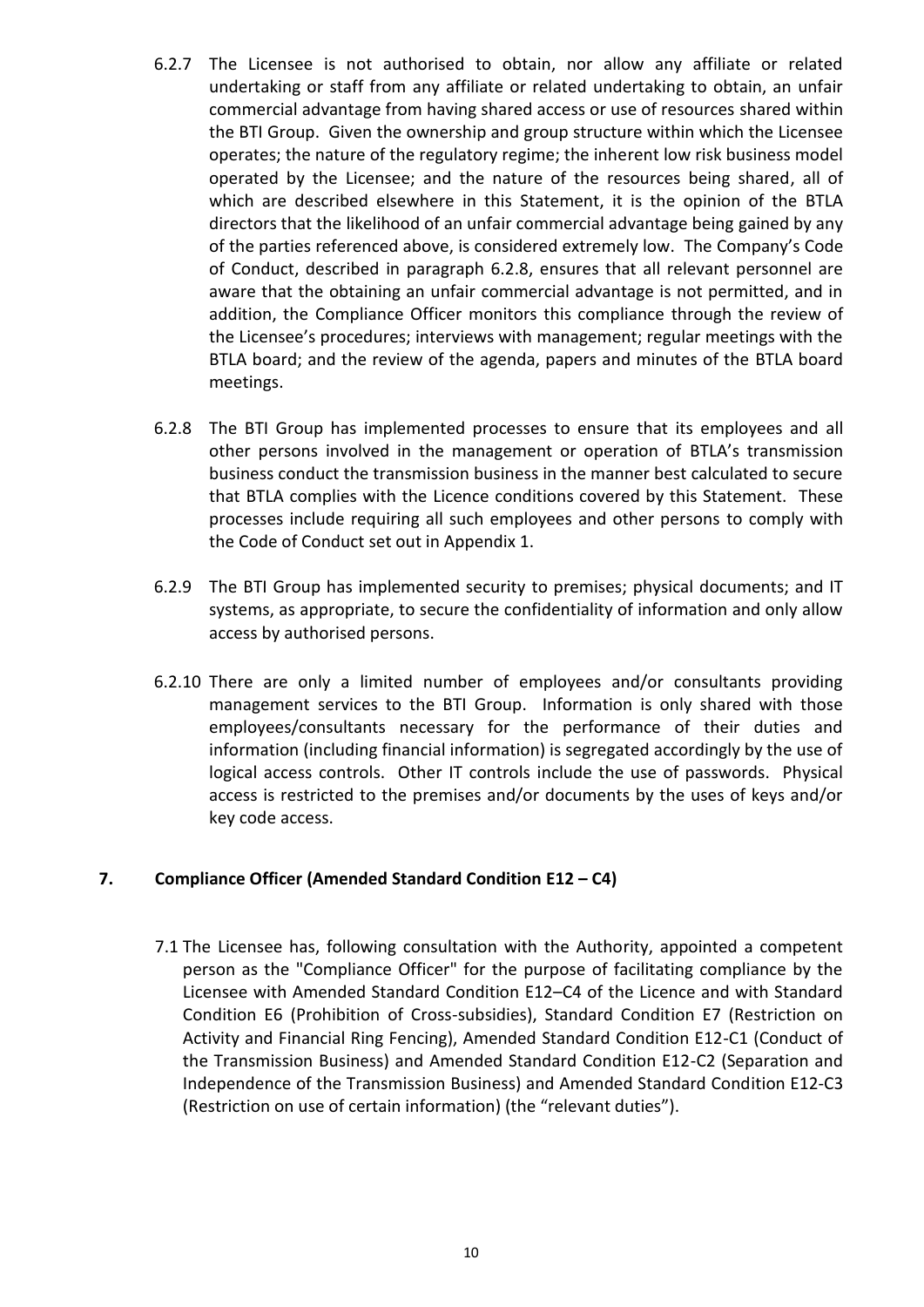6.2.7 The Licensee is not authorised to obtain, nor allow any affiliate or related undertaking or staff from any affiliate or related undertaking to obtain, an unfair commercial advantage from having shared access or use of resources shared within the BTI Group. Given the ownership and group structure within which the Licensee operates; the nature of the regulatory regime; the inherent low risk business model operated by the Licensee; and the nature of the resources being shared, all of which are described elsewhere in this Statement, it is the opinion of the BTLA directors that the likelihood of an unfair commercial advantage being gained by any of the parties referenced above, is considered extremely low. The Company's Code of Conduct, described in paragraph 6.2.8, ensures that all relevant personnel are aware that the obtaining an unfair commercial advantage is not permitted, and in addition, the Compliance Officer monitors this compliance through the review of the Licensee's procedures; interviews with management; regular meetings with the BTLA board; and the review of the agenda, papers and minutes of the BTLA board meetings.

6.2.8 The BTI Group has implemented processes to ensure that its employees and all other persons involved in the management or operation of BTLA's transmission business conduct the transmission business in the manner best calculated to secure that BTLA complies with the Licence conditions covered by this Statement. These processes include requiring all such employees and other persons to comply with the Code of Conduct set out in Appendix 1.

6.2.9 The BTI Group has implemented security to premises; physical documents; and IT systems, as appropriate, to secure the confidentiality of information and only allow access by authorised persons.

6.2.10 There are only a limited number of employees and/or consultants providing management services to the BTI Group. Information is only shared with those employees/consultants necessary for the performance of their duties and information (including financial information) is segregated accordingly by the use of logical access controls. Other IT controls include the use of passwords. Physical access is restricted to the premises and/or documents by the uses of keys and/or key code access.

## 7. Compliance Officer (Amended Standard Condition E12 – C4)

7.1 The Licensee has, following consultation with the Authority, appointed a competent person as the "Compliance Officer" for the purpose of facilitating compliance by the Licensee with Amended Standard Condition E12–C4 of the Licence and with Standard Condition E6 (Prohibition of Cross-subsidies), Standard Condition E7 (Restriction on Activity and Financial Ring Fencing), Amended Standard Condition E12-C1 (Conduct of the Transmission Business) and Amended Standard Condition E12-C2 (Separation and Independence of the Transmission Business) and Amended Standard Condition E12-C3 (Restriction on use of certain information) (the "relevant duties").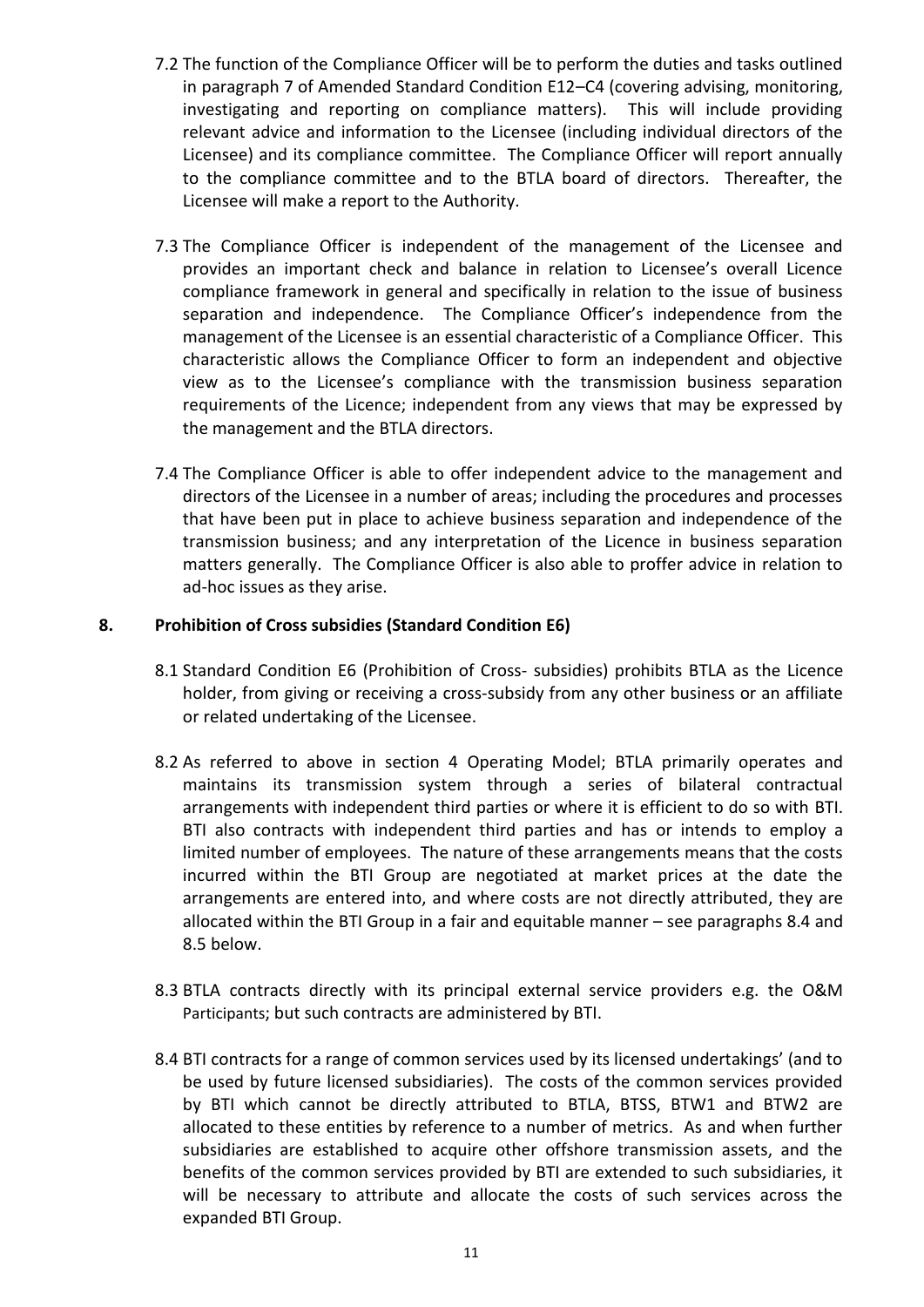7.2 The function of the Compliance Officer will be to perform the duties and tasks outlined in paragraph 7 of Amended Standard Condition E12–C4 (covering advising, monitoring, investigating and reporting on compliance matters). This will include providing relevant advice and information to the Licensee (including individual directors of the Licensee) and its compliance committee. The Compliance Officer will report annually to the compliance committee and to the BTLA board of directors. Thereafter, the Licensee will make a report to the Authority.

7.3 The Compliance Officer is independent of the management of the Licensee and provides an important check and balance in relation to Licensee's overall Licence compliance framework in general and specifically in relation to the issue of business separation and independence. The Compliance Officer's independence from the management of the Licensee is an essential characteristic of a Compliance Officer. This characteristic allows the Compliance Officer to form an independent and objective view as to the Licensee's compliance with the transmission business separation requirements of the Licence; independent from any views that may be expressed by the management and the BTLA directors.

7.4 The Compliance Officer is able to offer independent advice to the management and directors of the Licensee in a number of areas; including the procedures and processes that have been put in place to achieve business separation and independence of the transmission business; and any interpretation of the Licence in business separation matters generally. The Compliance Officer is also able to proffer advice in relation to ad-hoc issues as they arise.

## 8. Prohibition of Cross subsidies (Standard Condition E6)

8.1 Standard Condition E6 (Prohibition of Cross- subsidies) prohibits BTLA as the Licence holder, from giving or receiving a cross-subsidy from any other business or an affiliate or related undertaking of the Licensee.

8.2 As referred to above in section 4 Operating Model; BTLA primarily operates and maintains its transmission system through a series of bilateral contractual arrangements with independent third parties or where it is efficient to do so with BTI. BTI also contracts with independent third parties and has or intends to employ a limited number of employees. The nature of these arrangements means that the costs incurred within the BTI Group are negotiated at market prices at the date the arrangements are entered into, and where costs are not directly attributed, they are allocated within the BTI Group in a fair and equitable manner – see paragraphs 8.4 and 8.5 below.

8.3 BTLA contracts directly with its principal external service providers e.g. the O&M Participants; but such contracts are administered by BTI.

8.4 BTI contracts for a range of common services used by its licensed undertakings' (and to be used by future licensed subsidiaries). The costs of the common services provided by BTI which cannot be directly attributed to BTLA, BTSS, BTW1 and BTW2 are allocated to these entities by reference to a number of metrics. As and when further subsidiaries are established to acquire other offshore transmission assets, and the benefits of the common services provided by BTI are extended to such subsidiaries, it will be necessary to attribute and allocate the costs of such services across the expanded BTI Group.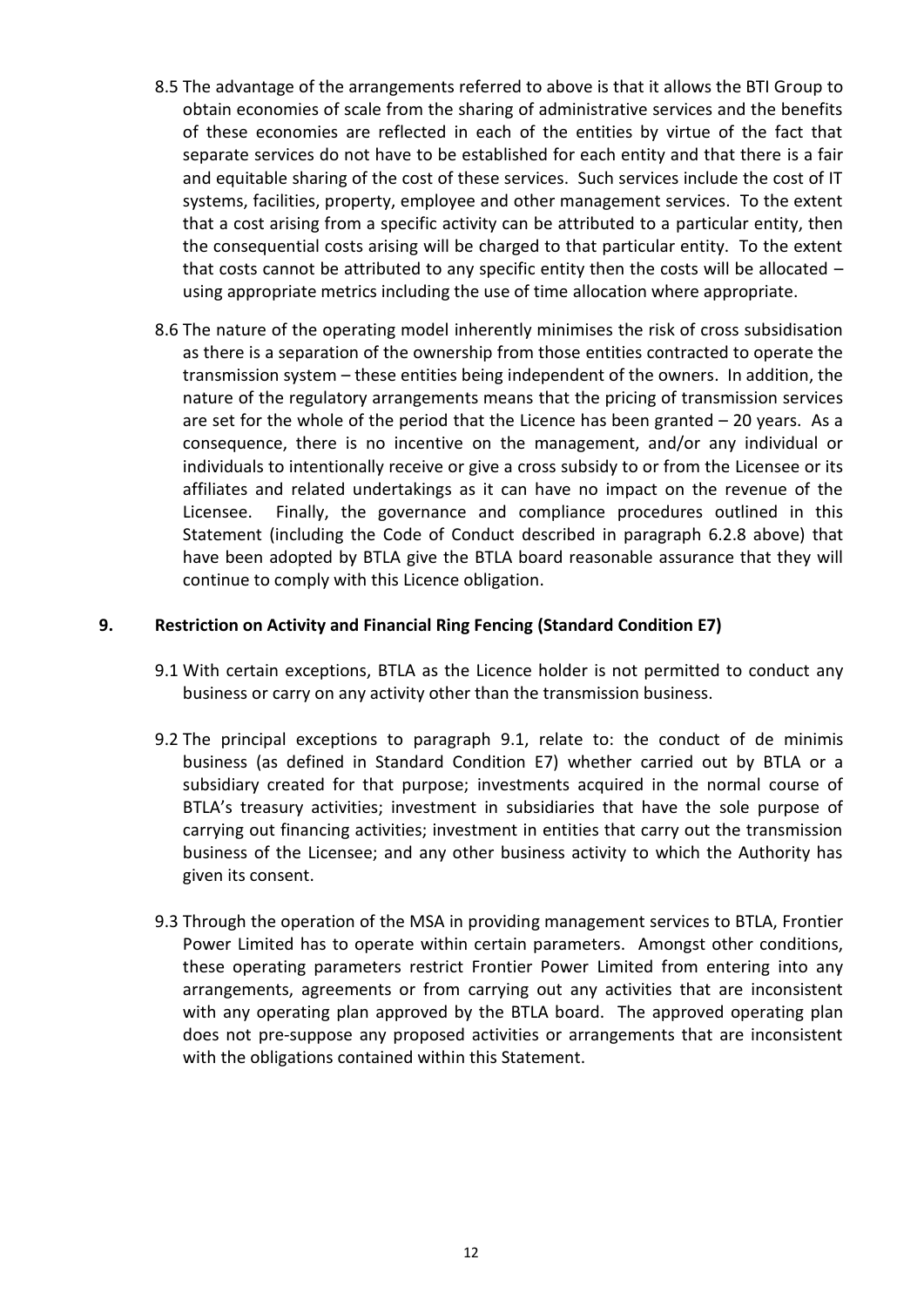8.5 The advantage of the arrangements referred to above is that it allows the BTI Group to obtain economies of scale from the sharing of administrative services and the benefits of these economies are reflected in each of the entities by virtue of the fact that separate services do not have to be established for each entity and that there is a fair and equitable sharing of the cost of these services. Such services include the cost of IT systems, facilities, property, employee and other management services. To the extent that a cost arising from a specific activity can be attributed to a particular entity, then the consequential costs arising will be charged to that particular entity. To the extent that costs cannot be attributed to any specific entity then the costs will be allocated – using appropriate metrics including the use of time allocation where appropriate.

8.6 The nature of the operating model inherently minimises the risk of cross subsidisation as there is a separation of the ownership from those entities contracted to operate the transmission system – these entities being independent of the owners. In addition, the nature of the regulatory arrangements means that the pricing of transmission services are set for the whole of the period that the Licence has been granted – 20 years. As a consequence, there is no incentive on the management, and/or any individual or individuals to intentionally receive or give a cross subsidy to or from the Licensee or its affiliates and related undertakings as it can have no impact on the revenue of the Licensee. Finally, the governance and compliance procedures outlined in this Statement (including the Code of Conduct described in paragraph 6.2.8 above) that have been adopted by BTLA give the BTLA board reasonable assurance that they will continue to comply with this Licence obligation.

## 9. Restriction on Activity and Financial Ring Fencing (Standard Condition E7)

9.1 With certain exceptions, BTLA as the Licence holder is not permitted to conduct any business or carry on any activity other than the transmission business.

9.2 The principal exceptions to paragraph 9.1, relate to: the conduct of de minimis business (as defined in Standard Condition E7) whether carried out by BTLA or a subsidiary created for that purpose; investments acquired in the normal course of BTLA's treasury activities; investment in subsidiaries that have the sole purpose of carrying out financing activities; investment in entities that carry out the transmission business of the Licensee; and any other business activity to which the Authority has given its consent.

9.3 Through the operation of the MSA in providing management services to BTLA, Frontier Power Limited has to operate within certain parameters. Amongst other conditions, these operating parameters restrict Frontier Power Limited from entering into any arrangements, agreements or from carrying out any activities that are inconsistent with any operating plan approved by the BTLA board. The approved operating plan does not pre-suppose any proposed activities or arrangements that are inconsistent with the obligations contained within this Statement.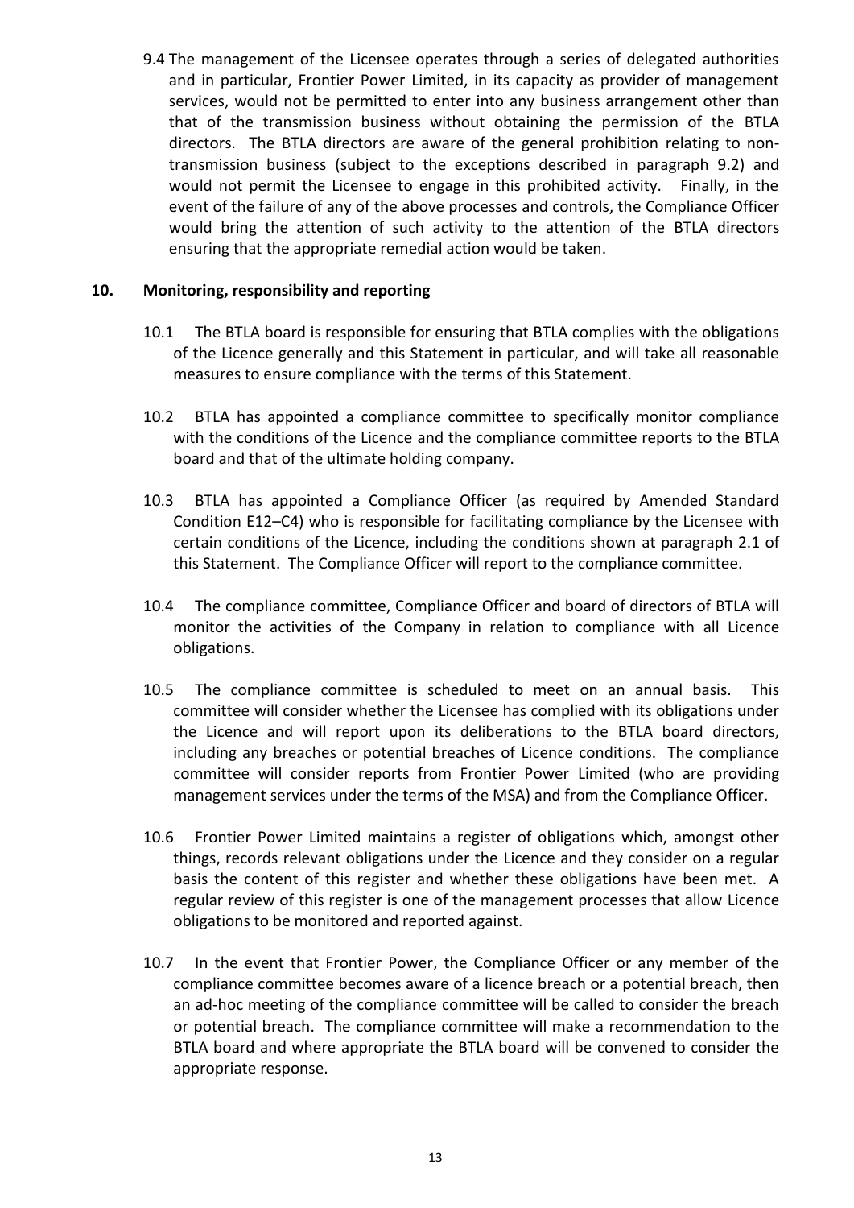9.4 The management of the Licensee operates through a series of delegated authorities and in particular, Frontier Power Limited, in its capacity as provider of management services, would not be permitted to enter into any business arrangement other than that of the transmission business without obtaining the permission of the BTLA directors. The BTLA directors are aware of the general prohibition relating to non-transmission business (subject to the exceptions described in paragraph 9.2) and would not permit the Licensee to engage in this prohibited activity. Finally, in the event of the failure of any of the above processes and controls, the Compliance Officer would bring the attention of such activity to the attention of the BTLA directors ensuring that the appropriate remedial action would be taken.

## 10. Monitoring, responsibility and reporting

10.1 The BTLA board is responsible for ensuring that BTLA complies with the obligations of the Licence generally and this Statement in particular, and will take all reasonable measures to ensure compliance with the terms of this Statement.

10.2 BTLA has appointed a compliance committee to specifically monitor compliance with the conditions of the Licence and the compliance committee reports to the BTLA board and that of the ultimate holding company.

10.3 BTLA has appointed a Compliance Officer (as required by Amended Standard Condition E12–C4) who is responsible for facilitating compliance by the Licensee with certain conditions of the Licence, including the conditions shown at paragraph 2.1 of this Statement. The Compliance Officer will report to the compliance committee.

10.4 The compliance committee, Compliance Officer and board of directors of BTLA will monitor the activities of the Company in relation to compliance with all Licence obligations.

10.5 The compliance committee is scheduled to meet on an annual basis. This committee will consider whether the Licensee has complied with its obligations under the Licence and will report upon its deliberations to the BTLA board directors, including any breaches or potential breaches of Licence conditions. The compliance committee will consider reports from Frontier Power Limited (who are providing management services under the terms of the MSA) and from the Compliance Officer.

10.6 Frontier Power Limited maintains a register of obligations which, amongst other things, records relevant obligations under the Licence and they consider on a regular basis the content of this register and whether these obligations have been met. A regular review of this register is one of the management processes that allow Licence obligations to be monitored and reported against.

10.7 In the event that Frontier Power, the Compliance Officer or any member of the compliance committee becomes aware of a licence breach or a potential breach, then an ad-hoc meeting of the compliance committee will be called to consider the breach or potential breach. The compliance committee will make a recommendation to the BTLA board and where appropriate the BTLA board will be convened to consider the appropriate response.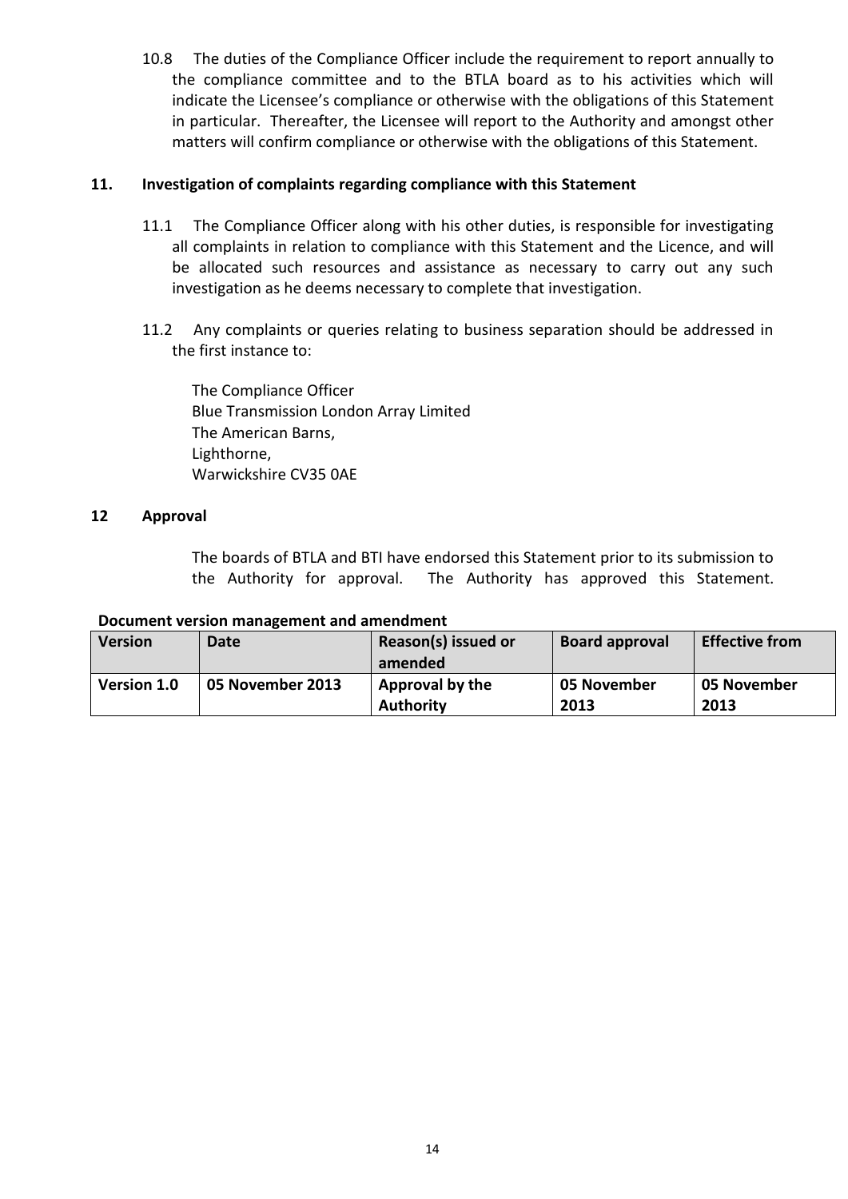10.8 The duties of the Compliance Officer include the requirement to report annually to the compliance committee and to the BTLA board as to his activities which will indicate the Licensee's compliance or otherwise with the obligations of this Statement in particular. Thereafter, the Licensee will report to the Authority and amongst other matters will confirm compliance or otherwise with the obligations of this Statement.

## 11. Investigation of complaints regarding compliance with this Statement

11.1 The Compliance Officer along with his other duties, is responsible for investigating all complaints in relation to compliance with this Statement and the Licence, and will be allocated such resources and assistance as necessary to carry out any such investigation as he deems necessary to complete that investigation.

11.2 Any complaints or queries relating to business separation should be addressed in the first instance to:

The Compliance Officer
Blue Transmission London Array Limited
The American Barns,
Lighthorne,
Warwickshire CV35 0AE

## 12 Approval

The boards of BTLA and BTI have endorsed this Statement prior to its submission to the Authority for approval. The Authority has approved this Statement.

**Document version management and amendment**

| Version | Date | Reason(s) issued or amended | Board approval | Effective from |
|---|---|---|---|---|
| **Version 1.0** | **05 November 2013** | **Approval by the Authority** | **05 November 2013** | **05 November 2013** |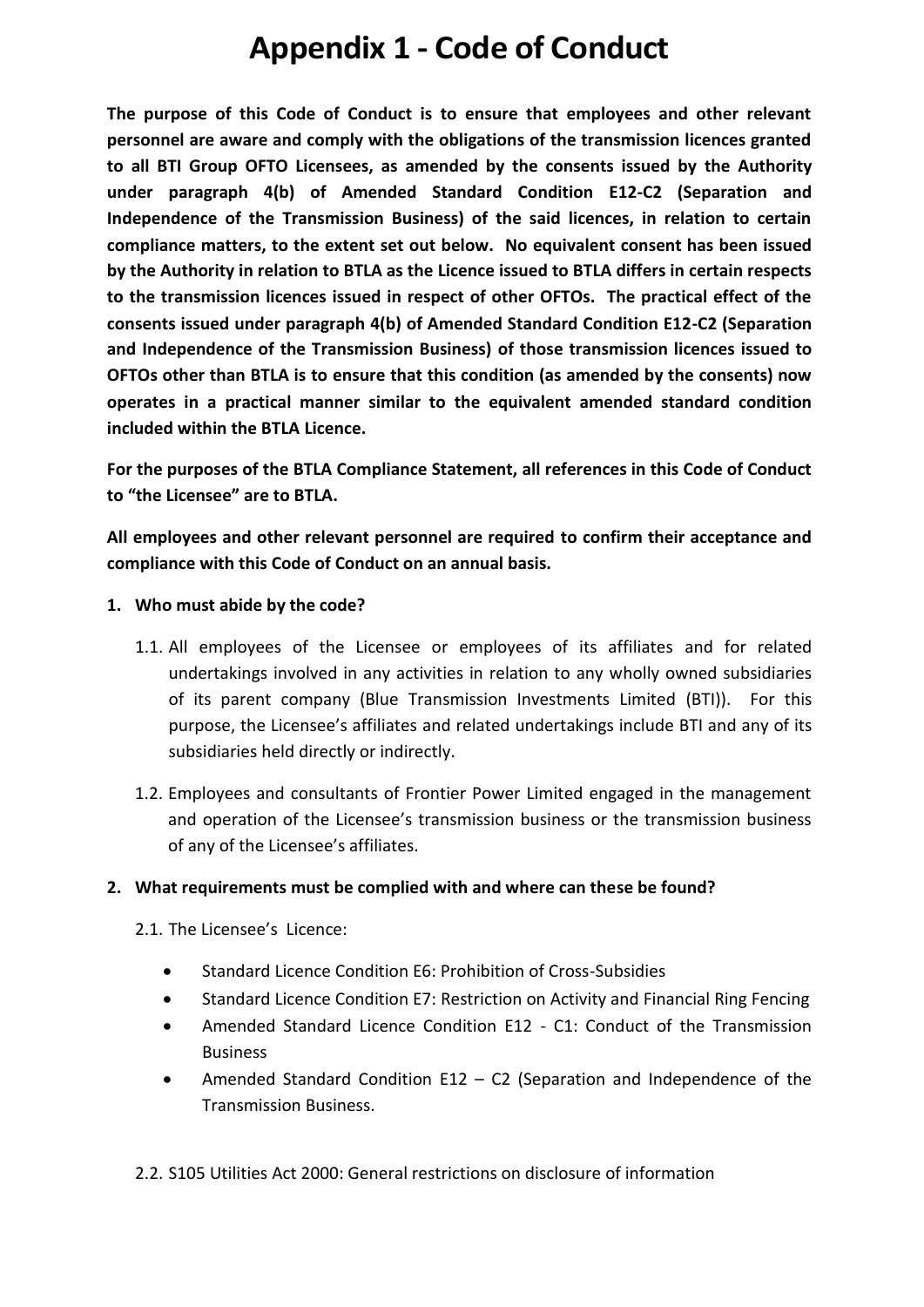# Appendix 1 - Code of Conduct

**The purpose of this Code of Conduct is to ensure that employees and other relevant personnel are aware and comply with the obligations of the transmission licences granted to all BTI Group OFTO Licensees, as amended by the consents issued by the Authority under paragraph 4(b) of Amended Standard Condition E12-C2 (Separation and Independence of the Transmission Business) of the said licences, in relation to certain compliance matters, to the extent set out below. No equivalent consent has been issued by the Authority in relation to BTLA as the Licence issued to BTLA differs in certain respects to the transmission licences issued in respect of other OFTOs. The practical effect of the consents issued under paragraph 4(b) of Amended Standard Condition E12-C2 (Separation and Independence of the Transmission Business) of those transmission licences issued to OFTOs other than BTLA is to ensure that this condition (as amended by the consents) now operates in a practical manner similar to the equivalent amended standard condition included within the BTLA Licence.**

**For the purposes of the BTLA Compliance Statement, all references in this Code of Conduct to "the Licensee" are to BTLA.**

**All employees and other relevant personnel are required to confirm their acceptance and compliance with this Code of Conduct on an annual basis.**

**1. Who must abide by the code?**

1.1. All employees of the Licensee or employees of its affiliates and for related undertakings involved in any activities in relation to any wholly owned subsidiaries of its parent company (Blue Transmission Investments Limited (BTI)). For this purpose, the Licensee's affiliates and related undertakings include BTI and any of its subsidiaries held directly or indirectly.

1.2. Employees and consultants of Frontier Power Limited engaged in the management and operation of the Licensee's transmission business or the transmission business of any of the Licensee's affiliates.

**2. What requirements must be complied with and where can these be found?**

2.1. The Licensee's Licence:

- Standard Licence Condition E6: Prohibition of Cross-Subsidies
- Standard Licence Condition E7: Restriction on Activity and Financial Ring Fencing
- Amended Standard Licence Condition E12 - C1: Conduct of the Transmission Business
- Amended Standard Condition E12 – C2 (Separation and Independence of the Transmission Business.

2.2. S105 Utilities Act 2000: General restrictions on disclosure of information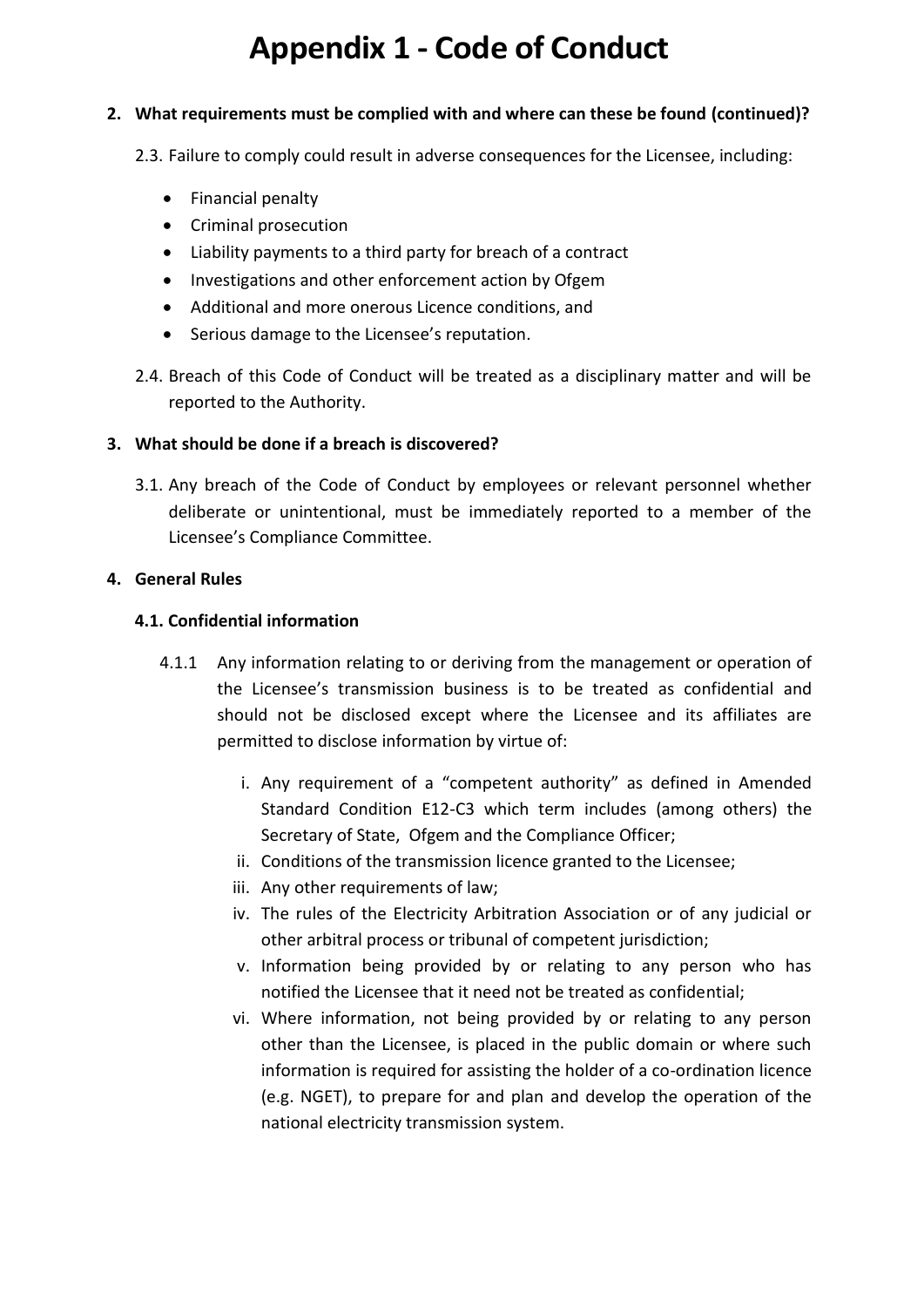# Appendix 1 - Code of Conduct

**2. What requirements must be complied with and where can these be found (continued)?**

2.3. Failure to comply could result in adverse consequences for the Licensee, including:

- Financial penalty
- Criminal prosecution
- Liability payments to a third party for breach of a contract
- Investigations and other enforcement action by Ofgem
- Additional and more onerous Licence conditions, and
- Serious damage to the Licensee's reputation.

2.4. Breach of this Code of Conduct will be treated as a disciplinary matter and will be reported to the Authority.

**3. What should be done if a breach is discovered?**

3.1. Any breach of the Code of Conduct by employees or relevant personnel whether deliberate or unintentional, must be immediately reported to a member of the Licensee's Compliance Committee.

**4. General Rules**

**4.1. Confidential information**

4.1.1 Any information relating to or deriving from the management or operation of the Licensee's transmission business is to be treated as confidential and should not be disclosed except where the Licensee and its affiliates are permitted to disclose information by virtue of:

i. Any requirement of a "competent authority" as defined in Amended Standard Condition E12-C3 which term includes (among others) the Secretary of State, Ofgem and the Compliance Officer;

ii. Conditions of the transmission licence granted to the Licensee;

iii. Any other requirements of law;

iv. The rules of the Electricity Arbitration Association or of any judicial or other arbitral process or tribunal of competent jurisdiction;

v. Information being provided by or relating to any person who has notified the Licensee that it need not be treated as confidential;

vi. Where information, not being provided by or relating to any person other than the Licensee, is placed in the public domain or where such information is required for assisting the holder of a co-ordination licence (e.g. NGET), to prepare for and plan and develop the operation of the national electricity transmission system.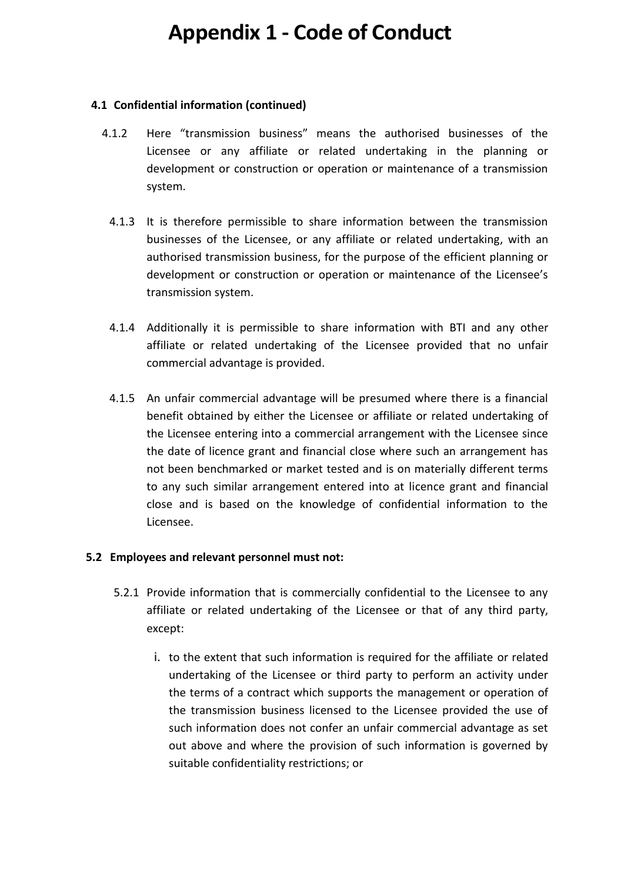# Appendix 1 - Code of Conduct

**4.1 Confidential information (continued)**

4.1.2 Here "transmission business" means the authorised businesses of the Licensee or any affiliate or related undertaking in the planning or development or construction or operation or maintenance of a transmission system.

4.1.3 It is therefore permissible to share information between the transmission businesses of the Licensee, or any affiliate or related undertaking, with an authorised transmission business, for the purpose of the efficient planning or development or construction or operation or maintenance of the Licensee's transmission system.

4.1.4 Additionally it is permissible to share information with BTI and any other affiliate or related undertaking of the Licensee provided that no unfair commercial advantage is provided.

4.1.5 An unfair commercial advantage will be presumed where there is a financial benefit obtained by either the Licensee or affiliate or related undertaking of the Licensee entering into a commercial arrangement with the Licensee since the date of licence grant and financial close where such an arrangement has not been benchmarked or market tested and is on materially different terms to any such similar arrangement entered into at licence grant and financial close and is based on the knowledge of confidential information to the Licensee.

**5.2 Employees and relevant personnel must not:**

5.2.1 Provide information that is commercially confidential to the Licensee to any affiliate or related undertaking of the Licensee or that of any third party, except:

i. to the extent that such information is required for the affiliate or related undertaking of the Licensee or third party to perform an activity under the terms of a contract which supports the management or operation of the transmission business licensed to the Licensee provided the use of such information does not confer an unfair commercial advantage as set out above and where the provision of such information is governed by suitable confidentiality restrictions; or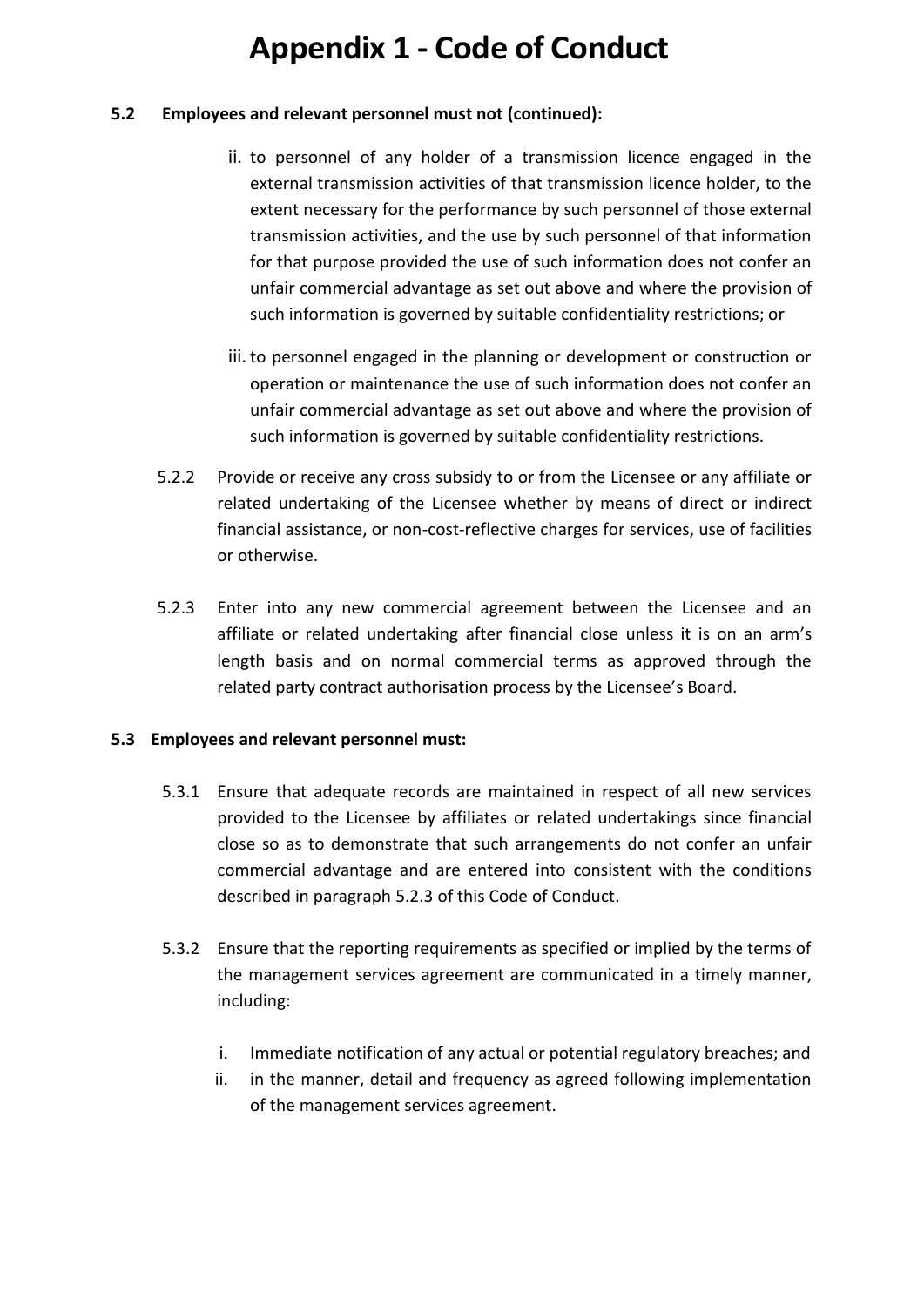# Appendix 1 - Code of Conduct

**5.2 Employees and relevant personnel must not (continued):**

ii. to personnel of any holder of a transmission licence engaged in the external transmission activities of that transmission licence holder, to the extent necessary for the performance by such personnel of those external transmission activities, and the use by such personnel of that information for that purpose provided the use of such information does not confer an unfair commercial advantage as set out above and where the provision of such information is governed by suitable confidentiality restrictions; or

iii. to personnel engaged in the planning or development or construction or operation or maintenance the use of such information does not confer an unfair commercial advantage as set out above and where the provision of such information is governed by suitable confidentiality restrictions.

5.2.2 Provide or receive any cross subsidy to or from the Licensee or any affiliate or related undertaking of the Licensee whether by means of direct or indirect financial assistance, or non-cost-reflective charges for services, use of facilities or otherwise.

5.2.3 Enter into any new commercial agreement between the Licensee and an affiliate or related undertaking after financial close unless it is on an arm's length basis and on normal commercial terms as approved through the related party contract authorisation process by the Licensee's Board.

**5.3 Employees and relevant personnel must:**

5.3.1 Ensure that adequate records are maintained in respect of all new services provided to the Licensee by affiliates or related undertakings since financial close so as to demonstrate that such arrangements do not confer an unfair commercial advantage and are entered into consistent with the conditions described in paragraph 5.2.3 of this Code of Conduct.

5.3.2 Ensure that the reporting requirements as specified or implied by the terms of the management services agreement are communicated in a timely manner, including:

i. Immediate notification of any actual or potential regulatory breaches; and
ii. in the manner, detail and frequency as agreed following implementation of the management services agreement.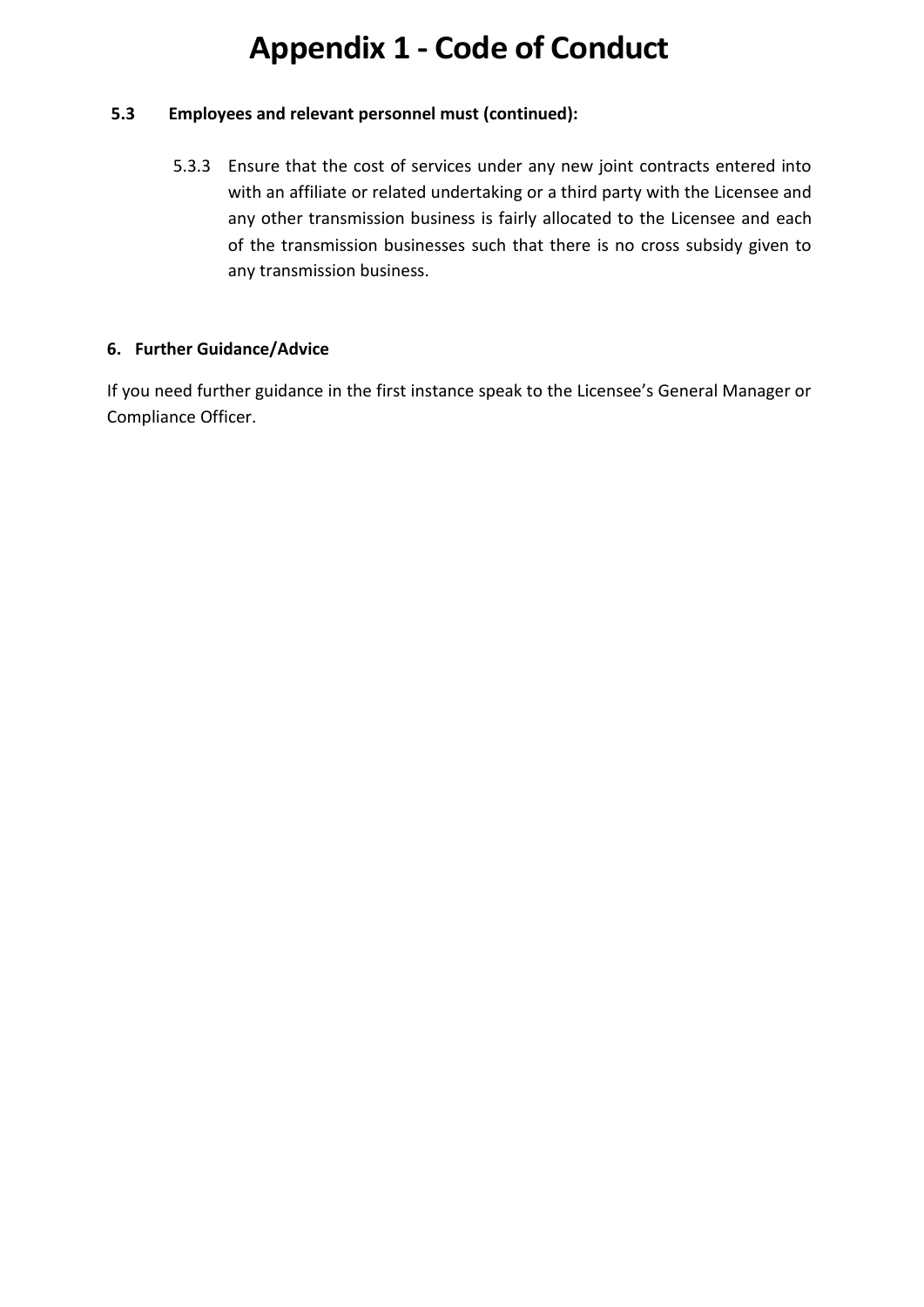# Appendix 1 - Code of Conduct

**5.3 Employees and relevant personnel must (continued):**

5.3.3 Ensure that the cost of services under any new joint contracts entered into with an affiliate or related undertaking or a third party with the Licensee and any other transmission business is fairly allocated to the Licensee and each of the transmission businesses such that there is no cross subsidy given to any transmission business.

**6. Further Guidance/Advice**

If you need further guidance in the first instance speak to the Licensee's General Manager or Compliance Officer.